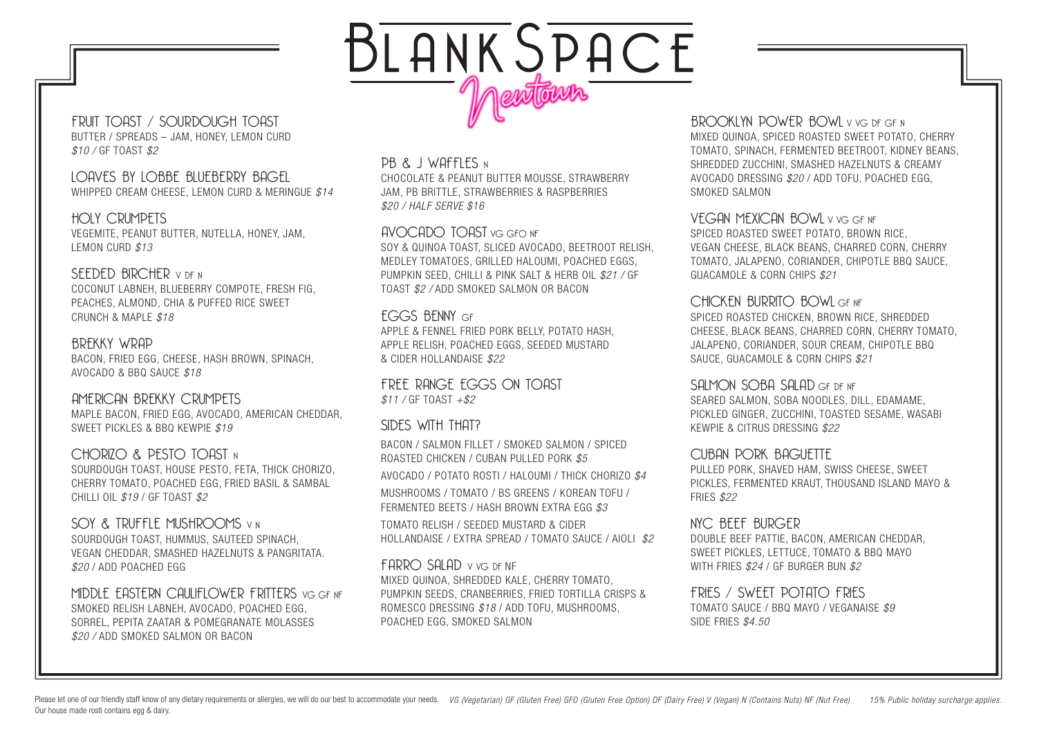# BLANK SPACE

## Newtown

### FRUIT TOAST / SOURDOUGH TOAST
BUTTER / SPREADS – JAM, HONEY, LEMON CURD
*$10 /* GF TOAST *$2*

### LOAVES BY LOBBE BLUEBERRY BAGEL
WHIPPED CREAM CHEESE, LEMON CURD & MERINGUE *$14*

### HOLY CRUMPETS
VEGEMITE, PEANUT BUTTER, NUTELLA, HONEY, JAM, LEMON CURD *$13*

### SEEDED BIRCHER V DF N
COCONUT LABNEH, BLUEBERRY COMPOTE, FRESH FIG, PEACHES, ALMOND, CHIA & PUFFED RICE SWEET CRUNCH & MAPLE *$18*

### BREKKY WRAP
BACON, FRIED EGG, CHEESE, HASH BROWN, SPINACH, AVOCADO & BBQ SAUCE *$18*

### AMERICAN BREKKY CRUMPETS
MAPLE BACON, FRIED EGG, AVOCADO, AMERICAN CHEDDAR, SWEET PICKLES & BBQ KEWPIE *$19*

### CHORIZO & PESTO TOAST N
SOURDOUGH TOAST, HOUSE PESTO, FETA, THICK CHORIZO, CHERRY TOMATO, POACHED EGG, FRIED BASIL & SAMBAL CHILLI OIL *$19* / GF TOAST *$2*

### SOY & TRUFFLE MUSHROOMS V N
SOURDOUGH TOAST, HUMMUS, SAUTEED SPINACH, VEGAN CHEDDAR, SMASHED HAZELNUTS & PANGRITATA. *$20* / ADD POACHED EGG

### MIDDLE EASTERN CAULIFLOWER FRITTERS VG GF NF
SMOKED RELISH LABNEH, AVOCADO, POACHED EGG, SORREL, PEPITA ZAATAR & POMEGRANATE MOLASSES *$20 /* ADD SMOKED SALMON OR BACON

### PB & J WAFFLES N
CHOCOLATE & PEANUT BUTTER MOUSSE, STRAWBERRY JAM, PB BRITTLE, STRAWBERRIES & RASPBERRIES
*$20 / HALF SERVE $16*

### AVOCADO TOAST VG GFO NF
SOY & QUINOA TOAST, SLICED AVOCADO, BEETROOT RELISH, MEDLEY TOMATOES, GRILLED HALOUMI, POACHED EGGS, PUMPKIN SEED, CHILLI & PINK SALT & HERB OIL *$21 /* GF TOAST *$2 /* ADD SMOKED SALMON OR BACON

### EGGS BENNY GF
APPLE & FENNEL FRIED PORK BELLY, POTATO HASH, APPLE RELISH, POACHED EGGS, SEEDED MUSTARD & CIDER HOLLANDAISE *$22*

### FREE RANGE EGGS ON TOAST
*$11 /* GF TOAST *+$2*

### SIDES WITH THAT?
BACON / SALMON FILLET / SMOKED SALMON / SPICED ROASTED CHICKEN / CUBAN PULLED PORK *$5*

AVOCADO / POTATO ROSTI / HALOUMI / THICK CHORIZO *$4*

MUSHROOMS / TOMATO / BS GREENS / KOREAN TOFU / FERMENTED BEETS / HASH BROWN EXTRA EGG *$3*

TOMATO RELISH / SEEDED MUSTARD & CIDER HOLLANDAISE / EXTRA SPREAD / TOMATO SAUCE / AIOLI *$2*

### FARRO SALAD V VG DF NF
MIXED QUINOA, SHREDDED KALE, CHERRY TOMATO, PUMPKIN SEEDS, CRANBERRIES, FRIED TORTILLA CRISPS & ROMESCO DRESSING *$18* / ADD TOFU, MUSHROOMS, POACHED EGG, SMOKED SALMON

### BROOKLYN POWER BOWL V VG DF GF N
MIXED QUINOA, SPICED ROASTED SWEET POTATO, CHERRY TOMATO, SPINACH, FERMENTED BEETROOT, KIDNEY BEANS, SHREDDED ZUCCHINI, SMASHED HAZELNUTS & CREAMY AVOCADO DRESSING *$20* / ADD TOFU, POACHED EGG, SMOKED SALMON

### VEGAN MEXICAN BOWL V VG GF NF
SPICED ROASTED SWEET POTATO, BROWN RICE, VEGAN CHEESE, BLACK BEANS, CHARRED CORN, CHERRY TOMATO, JALAPENO, CORIANDER, CHIPOTLE BBQ SAUCE, GUACAMOLE & CORN CHIPS *$21*

### CHICKEN BURRITO BOWL GF NF
SPICED ROASTED CHICKEN, BROWN RICE, SHREDDED CHEESE, BLACK BEANS, CHARRED CORN, CHERRY TOMATO, JALAPENO, CORIANDER, SOUR CREAM, CHIPOTLE BBQ SAUCE, GUACAMOLE & CORN CHIPS *$21*

### SALMON SOBA SALAD GF DF NF
SEARED SALMON, SOBA NOODLES, DILL, EDAMAME, PICKLED GINGER, ZUCCHINI, TOASTED SESAME, WASABI KEWPIE & CITRUS DRESSING *$22*

### CUBAN PORK BAGUETTE
PULLED PORK, SHAVED HAM, SWISS CHEESE, SWEET PICKLES, FERMENTED KRAUT, THOUSAND ISLAND MAYO & FRIES *$22*

### NYC BEEF BURGER
DOUBLE BEEF PATTIE, BACON, AMERICAN CHEDDAR, SWEET PICKLES, LETTUCE, TOMATO & BBQ MAYO WITH FRIES *$24* / GF BURGER BUN *$2*

### FRIES / SWEET POTATO FRIES
TOMATO SAUCE / BBQ MAYO / VEGANAISE *$9*
SIDE FRIES *$4.50*

---

Please let one of our friendly staff know of any dietary requirements or allergies, we will do our best to accommodate your needs. Our house made rosti contains egg & dairy. *VG (Vegetarian) GF (Gluten Free) GFO (Gluten Free Option) DF (Dairy Free) V (Vegan) N (Contains Nuts) NF (Nut Free)* *15% Public holiday surcharge applies.*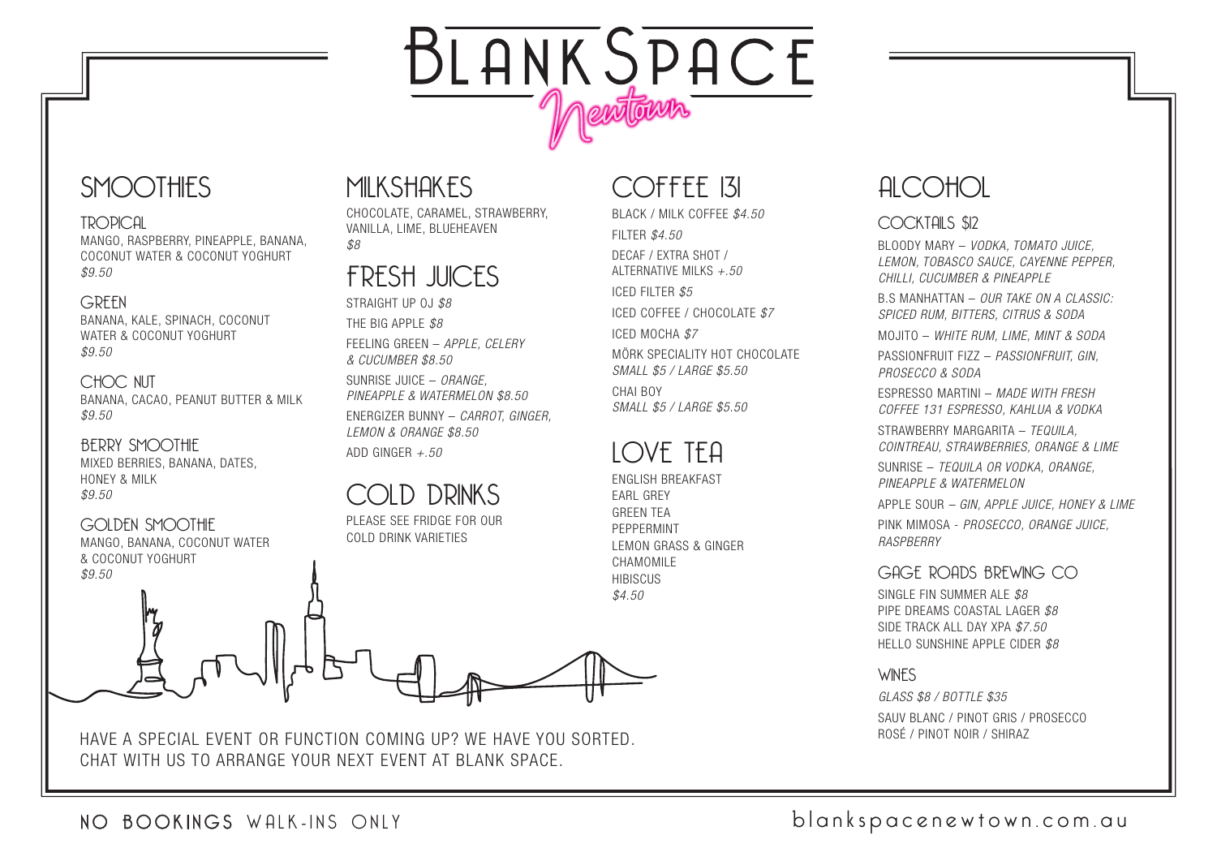# Blank Space Newtown

## Smoothies

### Tropical
MANGO, RASPBERRY, PINEAPPLE, BANANA, COCONUT WATER & COCONUT YOGHURT
*$9.50*

### Green
BANANA, KALE, SPINACH, COCONUT WATER & COCONUT YOGHURT
*$9.50*

### Choc Nut
BANANA, CACAO, PEANUT BUTTER & MILK
*$9.50*

### Berry Smoothie
MIXED BERRIES, BANANA, DATES, HONEY & MILK
*$9.50*

### Golden Smoothie
MANGO, BANANA, COCONUT WATER & COCONUT YOGHURT
*$9.50*

## Milkshakes

CHOCOLATE, CARAMEL, STRAWBERRY, VANILLA, LIME, BLUEHEAVEN
*$8*

## Fresh Juices

STRAIGHT UP OJ *$8*

THE BIG APPLE *$8*

FEELING GREEN – *APPLE, CELERY & CUCUMBER $8.50*

SUNRISE JUICE – *ORANGE, PINEAPPLE & WATERMELON $8.50*

ENERGIZER BUNNY – *CARROT, GINGER, LEMON & ORANGE $8.50*

ADD GINGER *+.50*

## Cold Drinks

PLEASE SEE FRIDGE FOR OUR COLD DRINK VARIETIES

## Coffee 131

BLACK / MILK COFFEE *$4.50*

FILTER *$4.50*

DECAF / EXTRA SHOT / ALTERNATIVE MILKS *+.50*

ICED FILTER *$5*

ICED COFFEE / CHOCOLATE *$7*

ICED MOCHA *$7*

MÖRK SPECIALITY HOT CHOCOLATE
*SMALL $5 / LARGE $5.50*

CHAI BOY
*SMALL $5 / LARGE $5.50*

## Love Tea

ENGLISH BREAKFAST
EARL GREY
GREEN TEA
PEPPERMINT
LEMON GRASS & GINGER
CHAMOMILE
HIBISCUS
*$4.50*

## Alcohol

### Cocktails $12

BLOODY MARY – *VODKA, TOMATO JUICE, LEMON, TOBASCO SAUCE, CAYENNE PEPPER, CHILLI, CUCUMBER & PINEAPPLE*

B.S MANHATTAN – *OUR TAKE ON A CLASSIC: SPICED RUM, BITTERS, CITRUS & SODA*

MOJITO – *WHITE RUM, LIME, MINT & SODA*

PASSIONFRUIT FIZZ – *PASSIONFRUIT, GIN, PROSECCO & SODA*

ESPRESSO MARTINI – *MADE WITH FRESH COFFEE 131 ESPRESSO, KAHLUA & VODKA*

STRAWBERRY MARGARITA – *TEQUILA, COINTREAU, STRAWBERRIES, ORANGE & LIME*

SUNRISE – *TEQUILA OR VODKA, ORANGE, PINEAPPLE & WATERMELON*

APPLE SOUR – *GIN, APPLE JUICE, HONEY & LIME*

PINK MIMOSA - *PROSECCO, ORANGE JUICE, RASPBERRY*

### Gage Roads Brewing Co

SINGLE FIN SUMMER ALE *$8*
PIPE DREAMS COASTAL LAGER *$8*
SIDE TRACK ALL DAY XPA *$7.50*
HELLO SUNSHINE APPLE CIDER *$8*

### Wines

*GLASS $8 / BOTTLE $35*

SAUV BLANC / PINOT GRIS / PROSECCO
ROSÉ / PINOT NOIR / SHIRAZ

HAVE A SPECIAL EVENT OR FUNCTION COMING UP? WE HAVE YOU SORTED.
CHAT WITH US TO ARRANGE YOUR NEXT EVENT AT BLANK SPACE.

**NO BOOKINGS** WALK-INS ONLY

blankspacenewtown.com.au